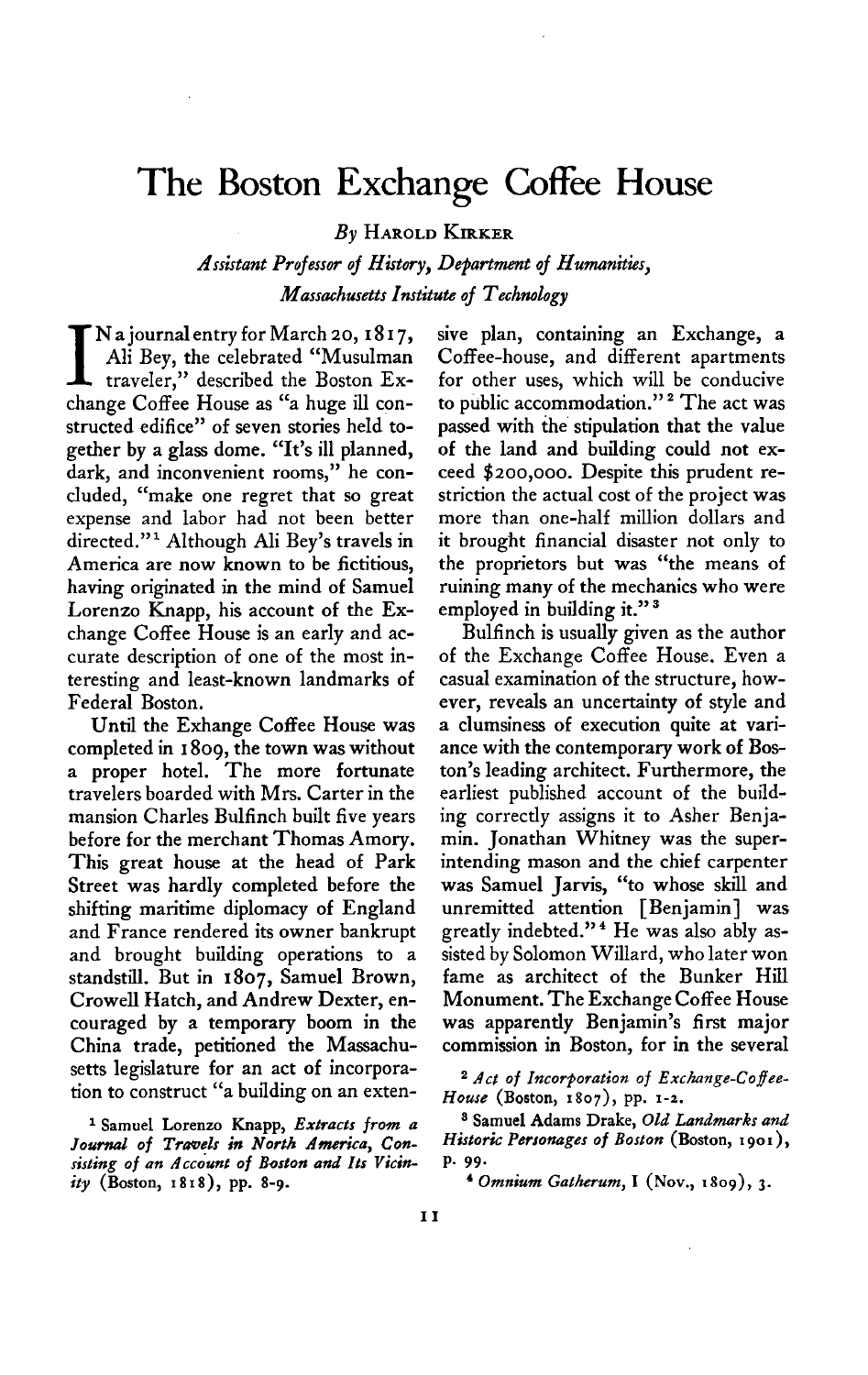# The Boston Exchange Coffee House

*By* Harold Kirker

*Assistant Professor of History, Department of Humanities, Massachusetts Institute of Technology*

In a journal entry for March 20, 1817, Ali Bey, the celebrated "Musulman traveler," described the Boston Exchange Coffee House as "a huge ill constructed edifice" of seven stories held together by a glass dome. "It's ill planned, dark, and inconvenient rooms," he concluded, "make one regret that so great expense and labor had not been better directed."[1] Although Ali Bey's travels in America are now known to be fictitious, having originated in the mind of Samuel Lorenzo Knapp, his account of the Exchange Coffee House is an early and accurate description of one of the most interesting and least-known landmarks of Federal Boston.

Until the Exhange Coffee House was completed in 1809, the town was without a proper hotel. The more fortunate travelers boarded with Mrs. Carter in the mansion Charles Bulfinch built five years before for the merchant Thomas Amory. This great house at the head of Park Street was hardly completed before the shifting maritime diplomacy of England and France rendered its owner bankrupt and brought building operations to a standstill. But in 1807, Samuel Brown, Crowell Hatch, and Andrew Dexter, encouraged by a temporary boom in the China trade, petitioned the Massachusetts legislature for an act of incorporation to construct "a building on an extensive plan, containing an Exchange, a Coffee-house, and different apartments for other uses, which will be conducive to public accommodation."[2] The act was passed with the stipulation that the value of the land and building could not exceed $200,000. Despite this prudent restriction the actual cost of the project was more than one-half million dollars and it brought financial disaster not only to the proprietors but was "the means of ruining many of the mechanics who were employed in building it."[3]

Bulfinch is usually given as the author of the Exchange Coffee House. Even a casual examination of the structure, however, reveals an uncertainty of style and a clumsiness of execution quite at variance with the contemporary work of Boston's leading architect. Furthermore, the earliest published account of the building correctly assigns it to Asher Benjamin. Jonathan Whitney was the superintending mason and the chief carpenter was Samuel Jarvis, "to whose skill and unremitted attention [Benjamin] was greatly indebted."[4] He was also ably assisted by Solomon Willard, who later won fame as architect of the Bunker Hill Monument. The Exchange Coffee House was apparently Benjamin's first major commission in Boston, for in the several

---

[1] Samuel Lorenzo Knapp, *Extracts from a Journal of Travels in North America, Consisting of an Account of Boston and Its Vicinity* (Boston, 1818), pp. 8-9.

[2] *Act of Incorporation of Exchange-Coffee-House* (Boston, 1807), pp. 1-2.

[3] Samuel Adams Drake, *Old Landmarks and Historic Personages of Boston* (Boston, 1901), p. 99.

[4] *Omnium Gatherum*, I (Nov., 1809), 3.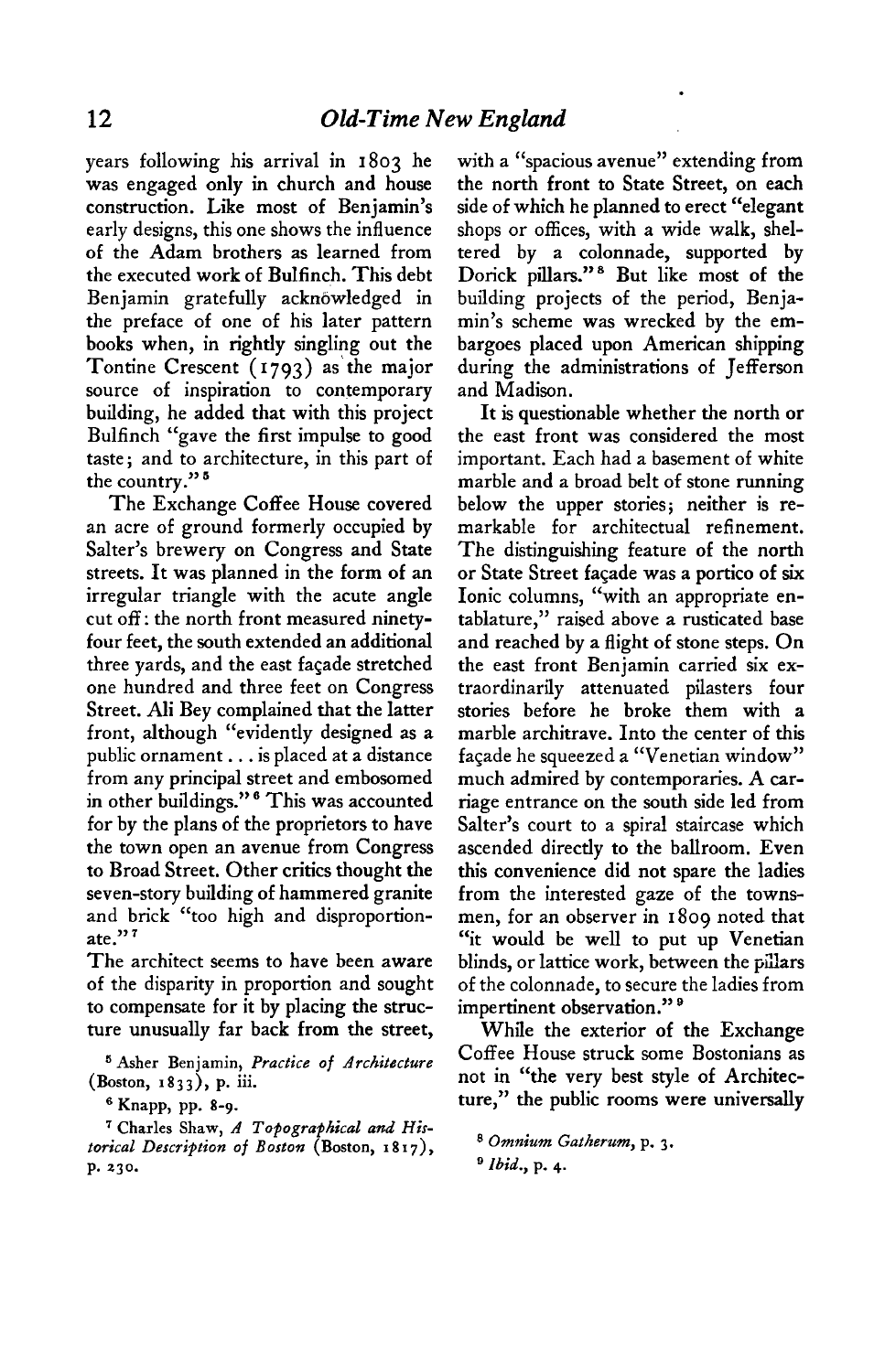years following his arrival in 1803 he was engaged only in church and house construction. Like most of Benjamin's early designs, this one shows the influence of the Adam brothers as learned from the executed work of Bulfinch. This debt Benjamin gratefully acknowledged in the preface of one of his later pattern books when, in rightly singling out the Tontine Crescent (1793) as the major source of inspiration to contemporary building, he added that with this project Bulfinch "gave the first impulse to good taste; and to architecture, in this part of the country."[5]

The Exchange Coffee House covered an acre of ground formerly occupied by Salter's brewery on Congress and State streets. It was planned in the form of an irregular triangle with the acute angle cut off: the north front measured ninety-four feet, the south extended an additional three yards, and the east façade stretched one hundred and three feet on Congress Street. Ali Bey complained that the latter front, although "evidently designed as a public ornament . . . is placed at a distance from any principal street and embosomed in other buildings."[6] This was accounted for by the plans of the proprietors to have the town open an avenue from Congress to Broad Street. Other critics thought the seven-story building of hammered granite and brick "too high and disproportionate."[7]

The architect seems to have been aware of the disparity in proportion and sought to compensate for it by placing the structure unusually far back from the street, with a "spacious avenue" extending from the north front to State Street, on each side of which he planned to erect "elegant shops or offices, with a wide walk, sheltered by a colonnade, supported by Dorick pillars."[8] But like most of the building projects of the period, Benjamin's scheme was wrecked by the embargoes placed upon American shipping during the administrations of Jefferson and Madison.

It is questionable whether the north or the east front was considered the most important. Each had a basement of white marble and a broad belt of stone running below the upper stories; neither is remarkable for architectual refinement. The distinguishing feature of the north or State Street façade was a portico of six Ionic columns, "with an appropriate entablature," raised above a rusticated base and reached by a flight of stone steps. On the east front Benjamin carried six extraordinarily attenuated pilasters four stories before he broke them with a marble architrave. Into the center of this façade he squeezed a "Venetian window" much admired by contemporaries. A carriage entrance on the south side led from Salter's court to a spiral staircase which ascended directly to the ballroom. Even this convenience did not spare the ladies from the interested gaze of the townsmen, for an observer in 1809 noted that "it would be well to put up Venetian blinds, or lattice work, between the pillars of the colonnade, to secure the ladies from impertinent observation."[9]

While the exterior of the Exchange Coffee House struck some Bostonians as not in "the very best style of Architecture," the public rooms were universally

[5] Asher Benjamin, *Practice of Architecture* (Boston, 1833), p. iii.

[6] Knapp, pp. 8-9.

[7] Charles Shaw, *A Topographical and Historical Description of Boston* (Boston, 1817), p. 230.

[8] *Omnium Gatherum*, p. 3.

[9] *Ibid.*, p. 4.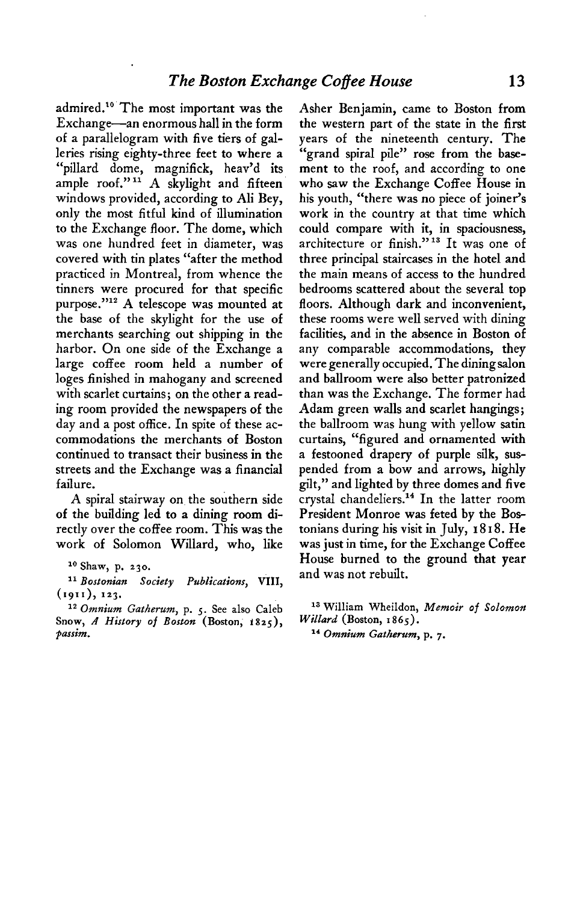admired.[10] The most important was the Exchange—an enormous hall in the form of a parallelogram with five tiers of galleries rising eighty-three feet to where a "pillard dome, magnifick, heav'd its ample roof."[11] A skylight and fifteen windows provided, according to Ali Bey, only the most fitful kind of illumination to the Exchange floor. The dome, which was one hundred feet in diameter, was covered with tin plates "after the method practiced in Montreal, from whence the tinners were procured for that specific purpose."[12] A telescope was mounted at the base of the skylight for the use of merchants searching out shipping in the harbor. On one side of the Exchange a large coffee room held a number of loges finished in mahogany and screened with scarlet curtains; on the other a reading room provided the newspapers of the day and a post office. In spite of these accommodations the merchants of Boston continued to transact their business in the streets and the Exchange was a financial failure.

A spiral stairway on the southern side of the building led to a dining room directly over the coffee room. This was the work of Solomon Willard, who, like Asher Benjamin, came to Boston from the western part of the state in the first years of the nineteenth century. The "grand spiral pile" rose from the basement to the roof, and according to one who saw the Exchange Coffee House in his youth, "there was no piece of joiner's work in the country at that time which could compare with it, in spaciousness, architecture or finish."[13] It was one of three principal staircases in the hotel and the main means of access to the hundred bedrooms scattered about the several top floors. Although dark and inconvenient, these rooms were well served with dining facilities, and in the absence in Boston of any comparable accommodations, they were generally occupied. The dining salon and ballroom were also better patronized than was the Exchange. The former had Adam green walls and scarlet hangings; the ballroom was hung with yellow satin curtains, "figured and ornamented with a festooned drapery of purple silk, suspended from a bow and arrows, highly gilt," and lighted by three domes and five crystal chandeliers.[14] In the latter room President Monroe was feted by the Bostonians during his visit in July, 1818. He was just in time, for the Exchange Coffee House burned to the ground that year and was not rebuilt.

[10] Shaw, p. 230.

[11] *Bostonian Society Publications,* VIII, (1911), 123.

[12] *Omnium Gatherum,* p. 5. See also Caleb Snow, *A History of Boston* (Boston, 1825), *passim.*

[13] William Wheildon, *Memoir of Solomon Willard* (Boston, 1865).

[14] *Omnium Gatherum,* p. 7.